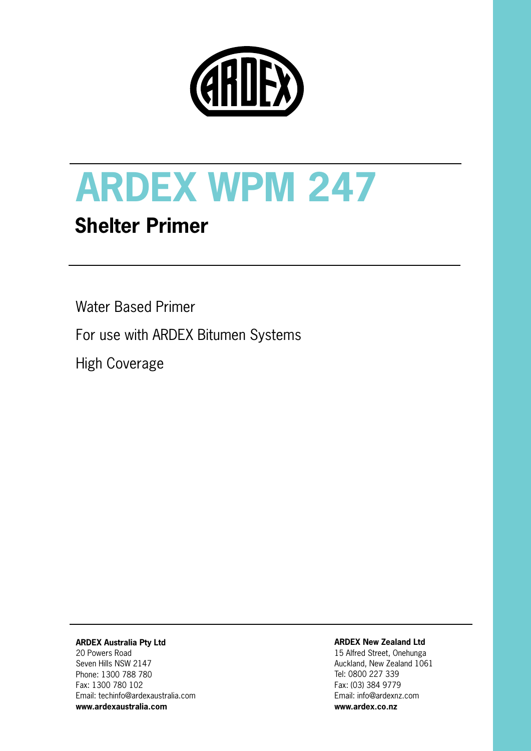# ARDEX WPM 247

## Shelter Primer

Water Based Primer

For use with ARDEX Bitumen Systems

High Coverage

**ARDEX Australia Pty Ltd**
20 Powers Road
Seven Hills NSW 2147
Phone: 1300 788 780
Fax: 1300 780 102
Email: techinfo@ardexaustralia.com
**www.ardexaustralia.com**

**ARDEX New Zealand Ltd**
15 Alfred Street, Onehunga
Auckland, New Zealand 1061
Tel: 0800 227 339
Fax: (03) 384 9779
Email: info@ardexnz.com
**www.ardex.co.nz**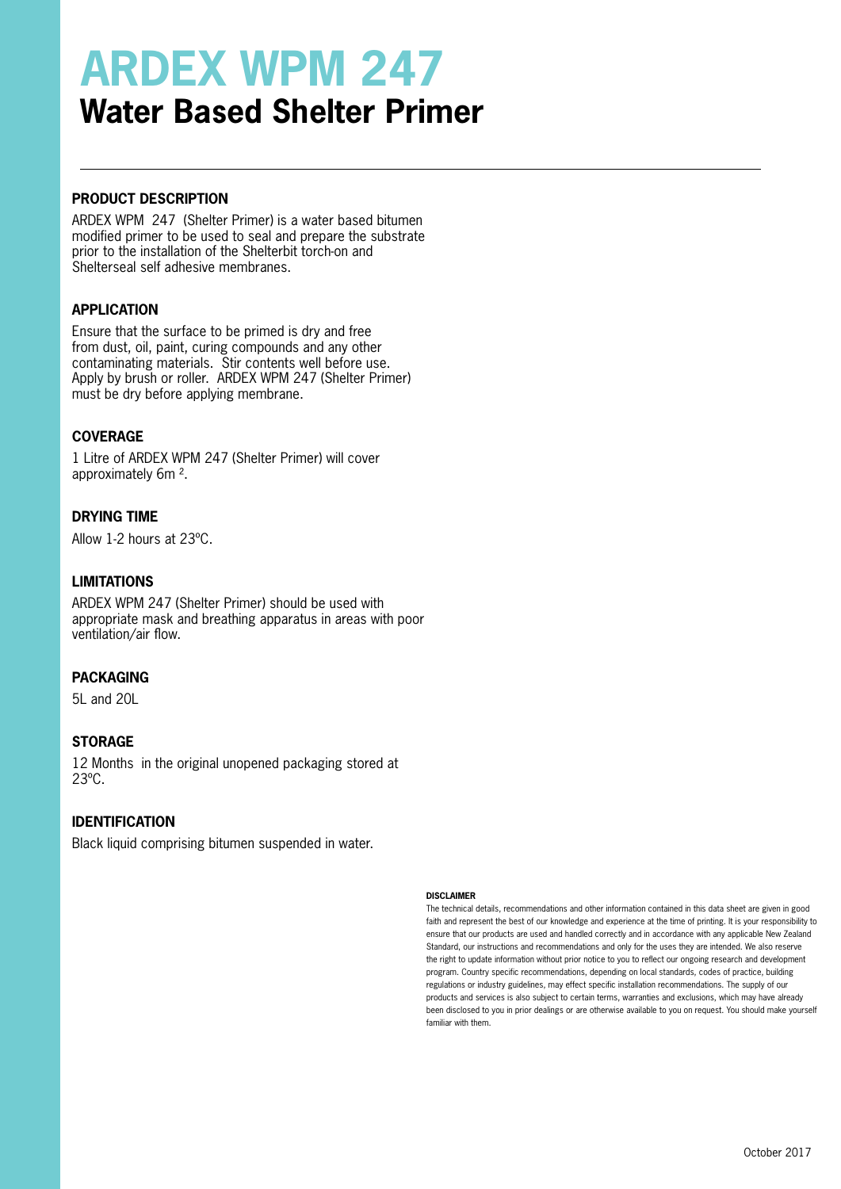# ARDEX WPM 247
## Water Based Shelter Primer

---

### PRODUCT DESCRIPTION

ARDEX WPM 247 (Shelter Primer) is a water based bitumen modified primer to be used to seal and prepare the substrate prior to the installation of the Shelterbit torch-on and Shelterseal self adhesive membranes.

### APPLICATION

Ensure that the surface to be primed is dry and free from dust, oil, paint, curing compounds and any other contaminating materials. Stir contents well before use. Apply by brush or roller. ARDEX WPM 247 (Shelter Primer) must be dry before applying membrane.

### COVERAGE

1 Litre of ARDEX WPM 247 (Shelter Primer) will cover approximately 6m $^2$.

### DRYING TIME

Allow 1-2 hours at 23ºC.

### LIMITATIONS

ARDEX WPM 247 (Shelter Primer) should be used with appropriate mask and breathing apparatus in areas with poor ventilation/air flow.

### PACKAGING

5L and 20L

### STORAGE

12 Months in the original unopened packaging stored at 23ºC.

### IDENTIFICATION

Black liquid comprising bitumen suspended in water.

**DISCLAIMER**

The technical details, recommendations and other information contained in this data sheet are given in good faith and represent the best of our knowledge and experience at the time of printing. It is your responsibility to ensure that our products are used and handled correctly and in accordance with any applicable New Zealand Standard, our instructions and recommendations and only for the uses they are intended. We also reserve the right to update information without prior notice to you to reflect our ongoing research and development program. Country specific recommendations, depending on local standards, codes of practice, building regulations or industry guidelines, may effect specific installation recommendations. The supply of our products and services is also subject to certain terms, warranties and exclusions, which may have already been disclosed to you in prior dealings or are otherwise available to you on request. You should make yourself familiar with them.

October 2017